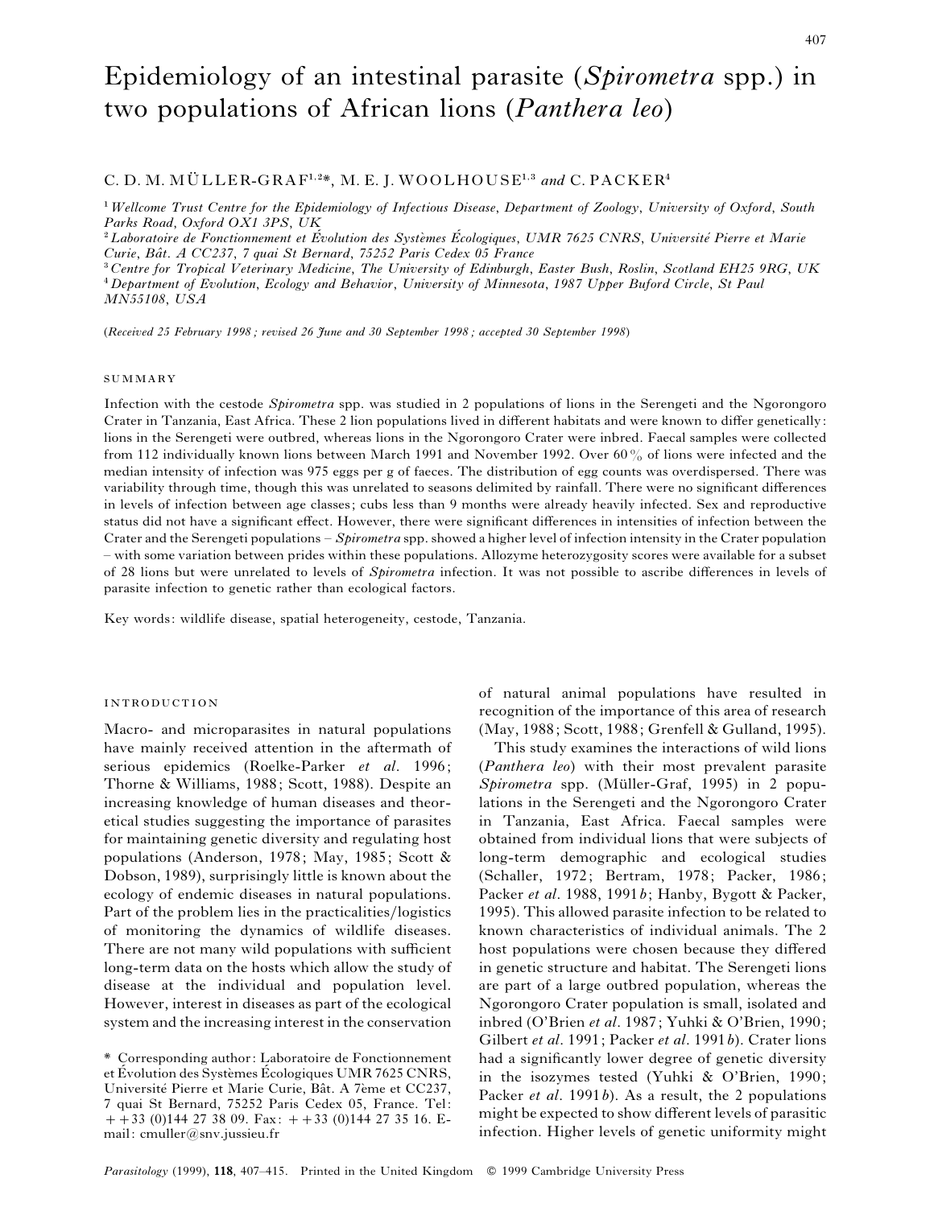# Epidemiology of an intestinal parasite (*Spirometra* spp.) in two populations of African lions (*Panthera leo*)

C. D. M. MÜLLER-GRAF[1,2]*, M. E. J. WOOLHOUSE[1,3] and C. PACKER[4]

[1] *Wellcome Trust Centre for the Epidemiology of Infectious Disease, Department of Zoology, University of Oxford, South Parks Road, Oxford OX1 3PS, UK*
[2] *Laboratoire de Fonctionnement et Évolution des Systèmes Écologiques, UMR 7625 CNRS, Université Pierre et Marie Curie, Bât. A CC237, 7 quai St Bernard, 75252 Paris Cedex 05 France*
[3] *Centre for Tropical Veterinary Medicine, The University of Edinburgh, Easter Bush, Roslin, Scotland EH25 9RG, UK*
[4] *Department of Evolution, Ecology and Behavior, University of Minnesota, 1987 Upper Buford Circle, St Paul MN55108, USA*

(*Received 25 February 1998; revised 26 June and 30 September 1998; accepted 30 September 1998*)

## SUMMARY

Infection with the cestode *Spirometra* spp. was studied in 2 populations of lions in the Serengeti and the Ngorongoro Crater in Tanzania, East Africa. These 2 lion populations lived in different habitats and were known to differ genetically: lions in the Serengeti were outbred, whereas lions in the Ngorongoro Crater were inbred. Faecal samples were collected from 112 individually known lions between March 1991 and November 1992. Over 60% of lions were infected and the median intensity of infection was 975 eggs per g of faeces. The distribution of egg counts was overdispersed. There was variability through time, though this was unrelated to seasons delimited by rainfall. There were no significant differences in levels of infection between age classes; cubs less than 9 months were already heavily infected. Sex and reproductive status did not have a significant effect. However, there were significant differences in intensities of infection between the Crater and the Serengeti populations – *Spirometra* spp. showed a higher level of infection intensity in the Crater population – with some variation between prides within these populations. Allozyme heterozygosity scores were available for a subset of 28 lions but were unrelated to levels of *Spirometra* infection. It was not possible to ascribe differences in levels of parasite infection to genetic rather than ecological factors.

Key words: wildlife disease, spatial heterogeneity, cestode, Tanzania.

## INTRODUCTION

Macro- and microparasites in natural populations have mainly received attention in the aftermath of serious epidemics (Roelke-Parker *et al.* 1996; Thorne & Williams, 1988; Scott, 1988). Despite an increasing knowledge of human diseases and theoretical studies suggesting the importance of parasites for maintaining genetic diversity and regulating host populations (Anderson, 1978; May, 1985; Scott & Dobson, 1989), surprisingly little is known about the ecology of endemic diseases in natural populations. Part of the problem lies in the practicalities/logistics of monitoring the dynamics of wildlife diseases. There are not many wild populations with sufficient long-term data on the hosts which allow the study of disease at the individual and population level. However, interest in diseases as part of the ecological system and the increasing interest in the conservation of natural animal populations have resulted in recognition of the importance of this area of research (May, 1988; Scott, 1988; Grenfell & Gulland, 1995).

This study examines the interactions of wild lions (*Panthera leo*) with their most prevalent parasite *Spirometra* spp. (Müller-Graf, 1995) in 2 populations in the Serengeti and the Ngorongoro Crater in Tanzania, East Africa. Faecal samples were obtained from individual lions that were subjects of long-term demographic and ecological studies (Schaller, 1972; Bertram, 1978; Packer, 1986; Packer *et al.* 1988, 1991*b*; Hanby, Bygott & Packer, 1995). This allowed parasite infection to be related to known characteristics of individual animals. The 2 host populations were chosen because they differed in genetic structure and habitat. The Serengeti lions are part of a large outbred population, whereas the Ngorongoro Crater population is small, isolated and inbred (O'Brien *et al.* 1987; Yuhki & O'Brien, 1990; Gilbert *et al.* 1991; Packer *et al.* 1991*b*). Crater lions had a significantly lower degree of genetic diversity in the isozymes tested (Yuhki & O'Brien, 1990; Packer *et al.* 1991*b*). As a result, the 2 populations might be expected to show different levels of parasitic infection. Higher levels of genetic uniformity might

\* Corresponding author: Laboratoire de Fonctionnement et Évolution des Systèmes Écologiques UMR 7625 CNRS, Université Pierre et Marie Curie, Bât. A 7ème et CC237, 7 quai St Bernard, 75252 Paris Cedex 05, France. Tel: ++33 (0)144 27 38 09. Fax: ++33 (0)144 27 35 16. E-mail: cmuller@snv.jussieu.fr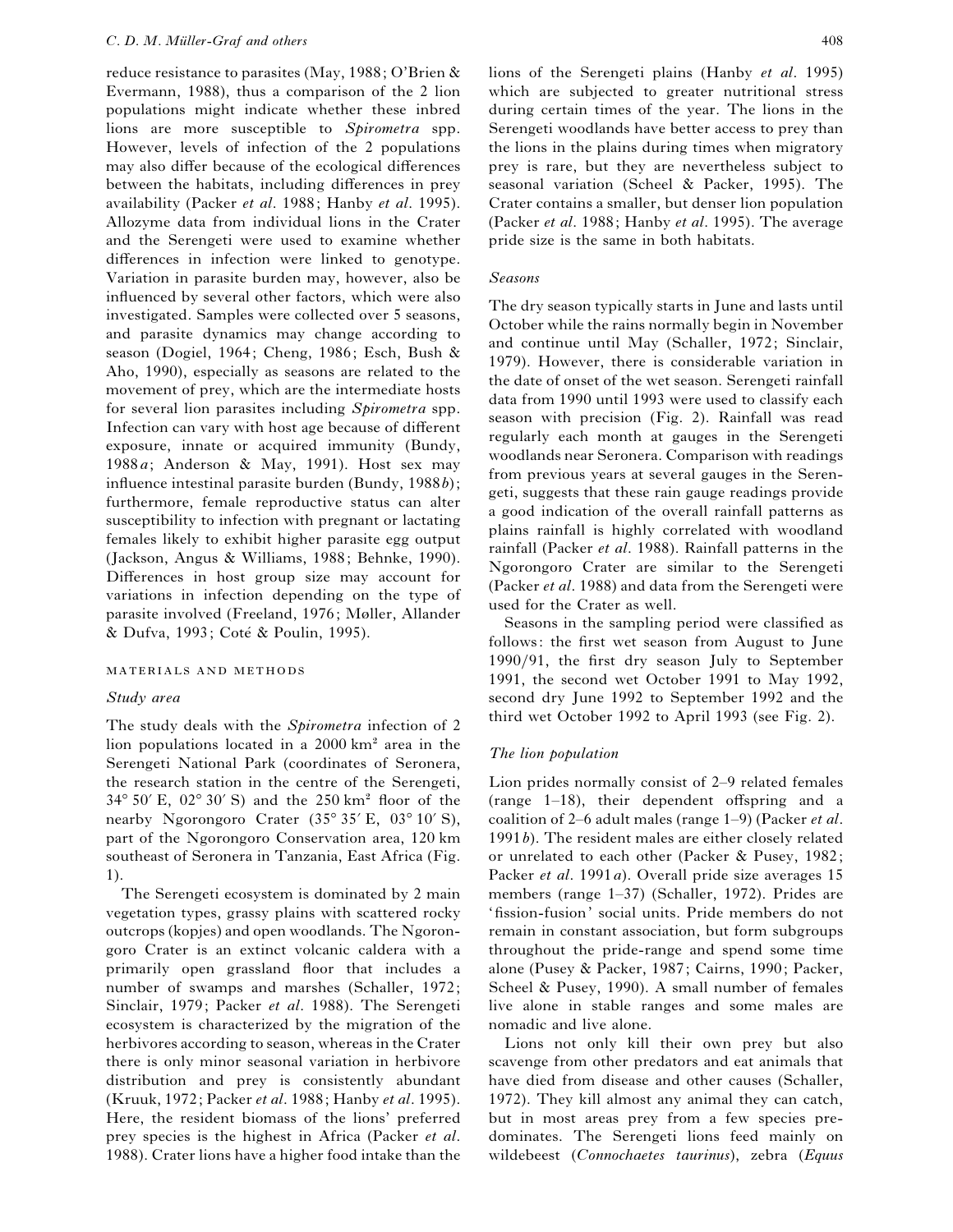reduce resistance to parasites (May, 1988; O'Brien & Evermann, 1988), thus a comparison of the 2 lion populations might indicate whether these inbred lions are more susceptible to *Spirometra* spp. However, levels of infection of the 2 populations may also differ because of the ecological differences between the habitats, including differences in prey availability (Packer *et al*. 1988; Hanby *et al*. 1995). Allozyme data from individual lions in the Crater and the Serengeti were used to examine whether differences in infection were linked to genotype. Variation in parasite burden may, however, also be influenced by several other factors, which were also investigated. Samples were collected over 5 seasons, and parasite dynamics may change according to season (Dogiel, 1964; Cheng, 1986; Esch, Bush & Aho, 1990), especially as seasons are related to the movement of prey, which are the intermediate hosts for several lion parasites including *Spirometra* spp. Infection can vary with host age because of different exposure, innate or acquired immunity (Bundy, 1988*a*; Anderson & May, 1991). Host sex may influence intestinal parasite burden (Bundy, 1988*b*); furthermore, female reproductive status can alter susceptibility to infection with pregnant or lactating females likely to exhibit higher parasite egg output (Jackson, Angus & Williams, 1988; Behnke, 1990). Differences in host group size may account for variations in infection depending on the type of parasite involved (Freeland, 1976; Møller, Allander & Dufva, 1993; Coté & Poulin, 1995).

## MATERIALS AND METHODS

### *Study area*

The study deals with the *Spirometra* infection of 2 lion populations located in a 2000 km² area in the Serengeti National Park (coordinates of Seronera, the research station in the centre of the Serengeti, 34° 50′ E, 02° 30′ S) and the 250 km² floor of the nearby Ngorongoro Crater (35° 35′ E, 03° 10′ S), part of the Ngorongoro Conservation area, 120 km southeast of Seronera in Tanzania, East Africa (Fig. 1).

The Serengeti ecosystem is dominated by 2 main vegetation types, grassy plains with scattered rocky outcrops (kopjes) and open woodlands. The Ngorongoro Crater is an extinct volcanic caldera with a primarily open grassland floor that includes a number of swamps and marshes (Schaller, 1972; Sinclair, 1979; Packer *et al*. 1988). The Serengeti ecosystem is characterized by the migration of the herbivores according to season, whereas in the Crater there is only minor seasonal variation in herbivore distribution and prey is consistently abundant (Kruuk, 1972; Packer *et al*. 1988; Hanby *et al*. 1995). Here, the resident biomass of the lions' preferred prey species is the highest in Africa (Packer *et al*. 1988). Crater lions have a higher food intake than the lions of the Serengeti plains (Hanby *et al*. 1995) which are subjected to greater nutritional stress during certain times of the year. The lions in the Serengeti woodlands have better access to prey than the lions in the plains during times when migratory prey is rare, but they are nevertheless subject to seasonal variation (Scheel & Packer, 1995). The Crater contains a smaller, but denser lion population (Packer *et al*. 1988; Hanby *et al*. 1995). The average pride size is the same in both habitats.

### *Seasons*

The dry season typically starts in June and lasts until October while the rains normally begin in November and continue until May (Schaller, 1972; Sinclair, 1979). However, there is considerable variation in the date of onset of the wet season. Serengeti rainfall data from 1990 until 1993 were used to classify each season with precision (Fig. 2). Rainfall was read regularly each month at gauges in the Serengeti woodlands near Seronera. Comparison with readings from previous years at several gauges in the Serengeti, suggests that these rain gauge readings provide a good indication of the overall rainfall patterns as plains rainfall is highly correlated with woodland rainfall (Packer *et al*. 1988). Rainfall patterns in the Ngorongoro Crater are similar to the Serengeti (Packer *et al*. 1988) and data from the Serengeti were used for the Crater as well.

Seasons in the sampling period were classified as follows: the first wet season from August to June 1990/91, the first dry season July to September 1991, the second wet October 1991 to May 1992, second dry June 1992 to September 1992 and the third wet October 1992 to April 1993 (see Fig. 2).

### *The lion population*

Lion prides normally consist of 2–9 related females (range 1–18), their dependent offspring and a coalition of 2–6 adult males (range 1–9) (Packer *et al*. 1991*b*). The resident males are either closely related or unrelated to each other (Packer & Pusey, 1982; Packer *et al*. 1991*a*). Overall pride size averages 15 members (range 1–37) (Schaller, 1972). Prides are 'fission-fusion' social units. Pride members do not remain in constant association, but form subgroups throughout the pride-range and spend some time alone (Pusey & Packer, 1987; Cairns, 1990; Packer, Scheel & Pusey, 1990). A small number of females live alone in stable ranges and some males are nomadic and live alone.

Lions not only kill their own prey but also scavenge from other predators and eat animals that have died from disease and other causes (Schaller, 1972). They kill almost any animal they can catch, but in most areas prey from a few species predominates. The Serengeti lions feed mainly on wildebeest (*Connochaetes taurinus*), zebra (*Equus*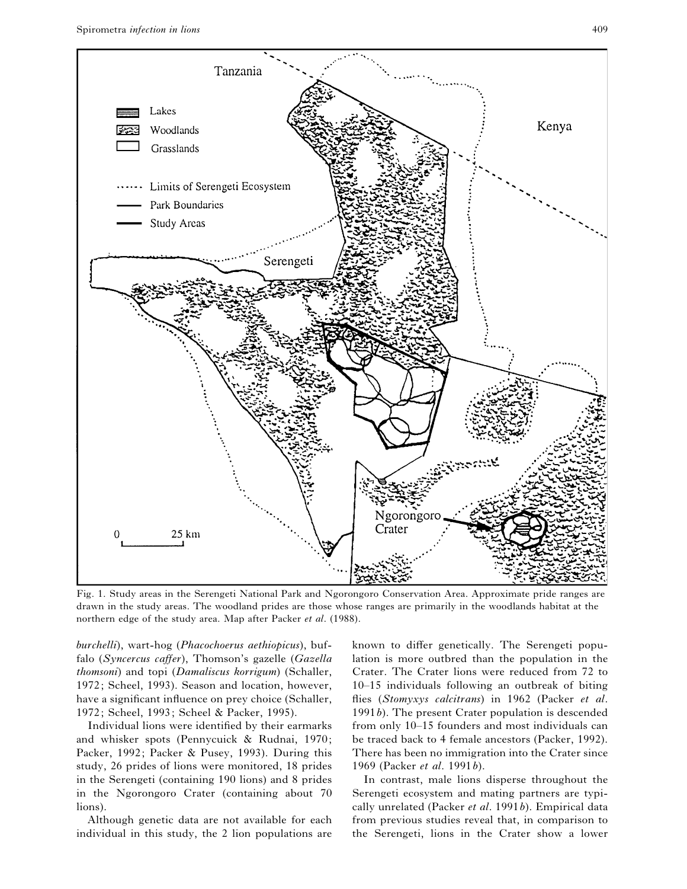Fig. 1. Study areas in the Serengeti National Park and Ngorongoro Conservation Area. Approximate pride ranges are drawn in the study areas. The woodland prides are those whose ranges are primarily in the woodlands habitat at the northern edge of the study area. Map after Packer *et al*. (1988).

*burchelli*), wart-hog (*Phacochoerus aethiopicus*), buffalo (*Syncercus caffer*), Thomson's gazelle (*Gazella thomsoni*) and topi (*Damaliscus korrigum*) (Schaller, 1972; Scheel, 1993). Season and location, however, have a significant influence on prey choice (Schaller, 1972; Scheel, 1993; Scheel & Packer, 1995).

Individual lions were identified by their earmarks and whisker spots (Pennycuick & Rudnai, 1970; Packer, 1992; Packer & Pusey, 1993). During this study, 26 prides of lions were monitored, 18 prides in the Serengeti (containing 190 lions) and 8 prides in the Ngorongoro Crater (containing about 70 lions).

Although genetic data are not available for each individual in this study, the 2 lion populations are known to differ genetically. The Serengeti population is more outbred than the population in the Crater. The Crater lions were reduced from 72 to 10–15 individuals following an outbreak of biting flies (*Stomyxys calcitrans*) in 1962 (Packer *et al*. 1991*b*). The present Crater population is descended from only 10–15 founders and most individuals can be traced back to 4 female ancestors (Packer, 1992). There has been no immigration into the Crater since 1969 (Packer *et al*. 1991*b*).

In contrast, male lions disperse throughout the Serengeti ecosystem and mating partners are typically unrelated (Packer *et al*. 1991*b*). Empirical data from previous studies reveal that, in comparison to the Serengeti, lions in the Crater show a lower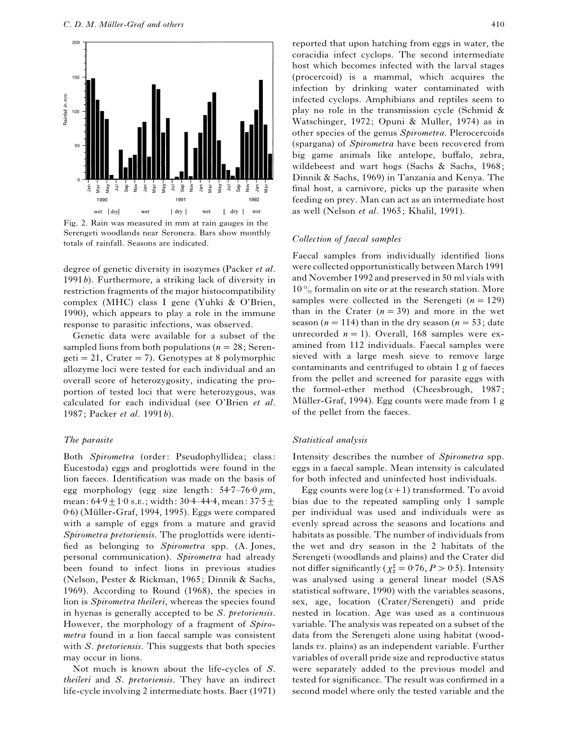Fig. 2. Rain was measured in mm at rain gauges in the Serengeti woodlands near Seronera. Bars show monthly totals of rainfall. Seasons are indicated.

degree of genetic diversity in isozymes (Packer *et al.* 1991*b*). Furthermore, a striking lack of diversity in restriction fragments of the major histocompatibility complex (MHC) class I gene (Yuhki & O'Brien, 1990), which appears to play a role in the immune response to parasitic infections, was observed.

Genetic data were available for a subset of the sampled lions from both populations ($n = 28$; Serengeti = 21, Crater = 7). Genotypes at 8 polymorphic allozyme loci were tested for each individual and an overall score of heterozygosity, indicating the proportion of tested loci that were heterozygous, was calculated for each individual (see O'Brien *et al.* 1987; Packer *et al.* 1991*b*).

### *The parasite*

Both *Spirometra* (order: Pseudophyllidea; class: Eucestoda) eggs and proglottids were found in the lion faeces. Identification was made on the basis of egg morphology (egg size length: 54·7–76·0 $\mu$m, mean: 64·9 ± 1·0 S.E.; width: 30·4–44·4, mean: 37·5 ± 0·6) (Müller-Graf, 1994, 1995). Eggs were compared with a sample of eggs from a mature and gravid *Spirometra pretoriensis*. The proglottids were identified as belonging to *Spirometra* spp. (A. Jones, personal communication). *Spirometra* had already been found to infect lions in previous studies (Nelson, Pester & Rickman, 1965; Dinnik & Sachs, 1969). According to Round (1968), the species in lion is *Spirometra theileri*, whereas the species found in hyenas is generally accepted to be *S. pretoriensis*. However, the morphology of a fragment of *Spirometra* found in a lion faecal sample was consistent with *S. pretoriensis*. This suggests that both species may occur in lions.

Not much is known about the life-cycles of *S. theileri* and *S. pretoriensis*. They have an indirect life-cycle involving 2 intermediate hosts. Baer (1971) reported that upon hatching from eggs in water, the coracidia infect cyclops. The second intermediate host which becomes infected with the larval stages (procercoid) is a mammal, which acquires the infection by drinking water contaminated with infected cyclops. Amphibians and reptiles seem to play no role in the transmission cycle (Schmid & Watschinger, 1972; Opuni & Muller, 1974) as in other species of the genus *Spirometra*. Plerocercoids (spargana) of *Spirometra* have been recovered from big game animals like antelope, buffalo, zebra, wildebeest and wart hogs (Sachs & Sachs, 1968; Dinnik & Sachs, 1969) in Tanzania and Kenya. The final host, a carnivore, picks up the parasite when feeding on prey. Man can act as an intermediate host as well (Nelson *et al.* 1965; Khalil, 1991).

### *Collection of faecal samples*

Faecal samples from individually identified lions were collected opportunistically between March 1991 and November 1992 and preserved in 50 ml vials with 10 % formalin on site or at the research station. More samples were collected in the Serengeti ($n = 129$) than in the Crater ($n = 39$) and more in the wet season ($n = 114$) than in the dry season ($n = 53$; date unrecorded $n = 1$). Overall, 168 samples were examined from 112 individuals. Faecal samples were sieved with a large mesh sieve to remove large contaminants and centrifuged to obtain 1 g of faeces from the pellet and screened for parasite eggs with the formol-ether method (Cheesbrough, 1987; Müller-Graf, 1994). Egg counts were made from 1 g of the pellet from the faeces.

### *Statistical analysis*

Intensity describes the number of *Spirometra* spp. eggs in a faecal sample. Mean intensity is calculated for both infected and uninfected host individuals.

Egg counts were $\log(x+1)$ transformed. To avoid bias due to the repeated sampling only 1 sample per individual was used and individuals were as evenly spread across the seasons and locations and habitats as possible. The number of individuals from the wet and dry season in the 2 habitats of the Serengeti (woodlands and plains) and the Crater did not differ significantly ($\chi^2_2 = 0·76$, $P > 0·5$). Intensity was analysed using a general linear model (SAS statistical software, 1990) with the variables seasons, sex, age, location (Crater/Serengeti) and pride nested in location. Age was used as a continuous variable. The analysis was repeated on a subset of the data from the Serengeti alone using habitat (woodlands *vs.* plains) as an independent variable. Further variables of overall pride size and reproductive status were separately added to the previous model and tested for significance. The result was confirmed in a second model where only the tested variable and the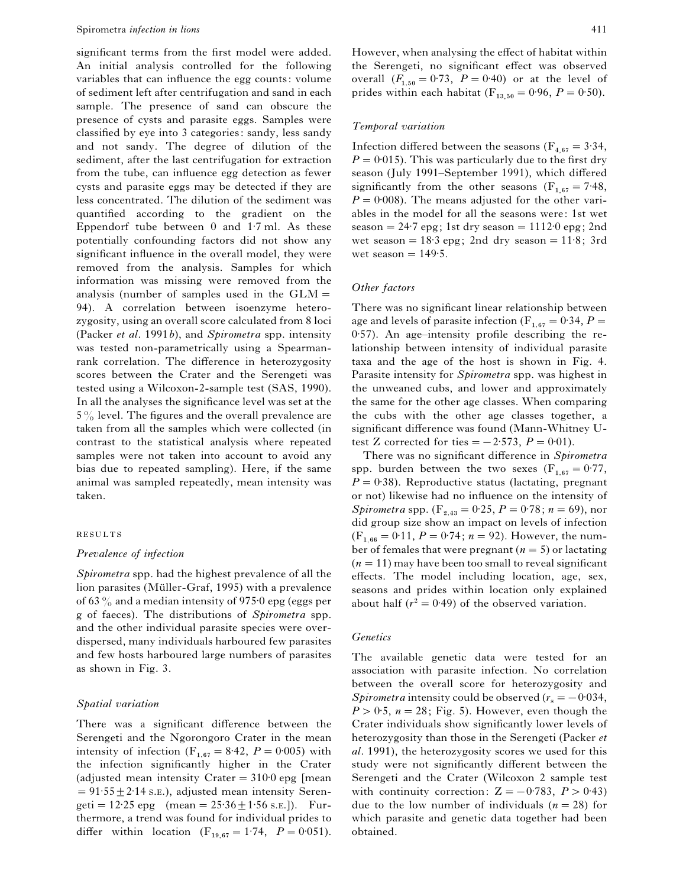significant terms from the first model were added. An initial analysis controlled for the following variables that can influence the egg counts: volume of sediment left after centrifugation and sand in each sample. The presence of sand can obscure the presence of cysts and parasite eggs. Samples were classified by eye into 3 categories: sandy, less sandy and not sandy. The degree of dilution of the sediment, after the last centrifugation for extraction from the tube, can influence egg detection as fewer cysts and parasite eggs may be detected if they are less concentrated. The dilution of the sediment was quantified according to the gradient on the Eppendorf tube between 0 and 1·7 ml. As these potentially confounding factors did not show any significant influence in the overall model, they were removed from the analysis. Samples for which information was missing were removed from the analysis (number of samples used in the GLM = 94). A correlation between isoenzyme heterozygosity, using an overall score calculated from 8 loci (Packer *et al*. 1991*b*), and *Spirometra* spp. intensity was tested non-parametrically using a Spearman-rank correlation. The difference in heterozygosity scores between the Crater and the Serengeti was tested using a Wilcoxon-2-sample test (SAS, 1990). In all the analyses the significance level was set at the 5 % level. The figures and the overall prevalence are taken from all the samples which were collected (in contrast to the statistical analysis where repeated samples were not taken into account to avoid any bias due to repeated sampling). Here, if the same animal was sampled repeatedly, mean intensity was taken.

## RESULTS

### *Prevalence of infection*

*Spirometra* spp. had the highest prevalence of all the lion parasites (Müller-Graf, 1995) with a prevalence of 63 % and a median intensity of 975·0 epg (eggs per g of faeces). The distributions of *Spirometra* spp. and the other individual parasite species were over-dispersed, many individuals harboured few parasites and few hosts harboured large numbers of parasites as shown in Fig. 3.

### *Spatial variation*

There was a significant difference between the Serengeti and the Ngorongoro Crater in the mean intensity of infection ($F_{1,67} = 8·42$, $P = 0·005$) with the infection significantly higher in the Crater (adjusted mean intensity Crater = 310·0 epg [mean = 91·55 ± 2·14 S.E.), adjusted mean intensity Serengeti = 12·25 epg (mean = 25·36 ± 1·56 S.E.]). Furthermore, a trend was found for individual prides to differ within location ($F_{19,67} = 1·74$, $P = 0·051$). However, when analysing the effect of habitat within the Serengeti, no significant effect was observed overall ($F_{1,50} = 0·73$, $P = 0·40$) or at the level of prides within each habitat ($F_{13,50} = 0·96$, $P = 0·50$).

### *Temporal variation*

Infection differed between the seasons ($F_{4,67} = 3·34$, $P = 0·015$). This was particularly due to the first dry season (July 1991–September 1991), which differed significantly from the other seasons ($F_{1,67} = 7·48$, $P = 0·008$). The means adjusted for the other variables in the model for all the seasons were: 1st wet season = 24·7 epg; 1st dry season = 1112·0 epg; 2nd wet season = 18·3 epg; 2nd dry season = 11·8; 3rd wet season = 149·5.

### *Other factors*

There was no significant linear relationship between age and levels of parasite infection ($F_{1,67} = 0·34$, $P = 0·57$). An age–intensity profile describing the relationship between intensity of individual parasite taxa and the age of the host is shown in Fig. 4. Parasite intensity for *Spirometra* spp. was highest in the unweaned cubs, and lower and approximately the same for the other age classes. When comparing the cubs with the other age classes together, a significant difference was found (Mann-Whitney U-test Z corrected for ties = −2·573, $P = 0·01$).

There was no significant difference in *Spirometra* spp. burden between the two sexes ($F_{1,67} = 0·77$, $P = 0·38$). Reproductive status (lactating, pregnant or not) likewise had no influence on the intensity of *Spirometra* spp. ($F_{2,43} = 0·25$, $P = 0·78$; $n = 69$), nor did group size show an impact on levels of infection ($F_{1,66} = 0·11$, $P = 0·74$; $n = 92$). However, the number of females that were pregnant ($n = 5$) or lactating ($n = 11$) may have been too small to reveal significant effects. The model including location, age, sex, seasons and prides within location only explained about half ($r^2 = 0·49$) of the observed variation.

### *Genetics*

The available genetic data were tested for an association with parasite infection. No correlation between the overall score for heterozygosity and *Spirometra* intensity could be observed ($r_s = -0·034$, $P > 0·5$, $n = 28$; Fig. 5). However, even though the Crater individuals show significantly lower levels of heterozygosity than those in the Serengeti (Packer *et al*. 1991), the heterozygosity scores we used for this study were not significantly different between the Serengeti and the Crater (Wilcoxon 2 sample test with continuity correction: Z = −0·783, $P > 0·43$) due to the low number of individuals ($n = 28$) for which parasite and genetic data together had been obtained.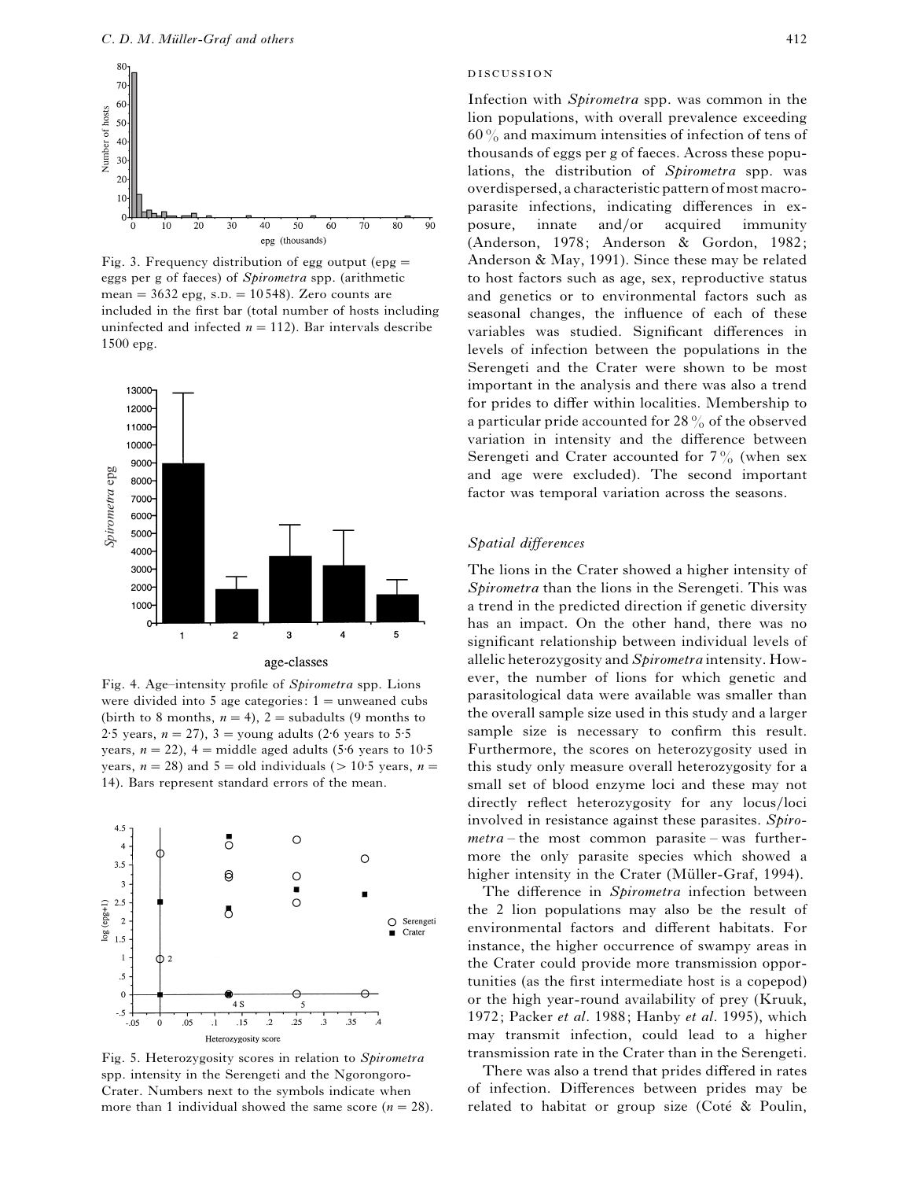80
70
60
50
40
30
20
10
0
Number of hosts
0 10 20 30 40 50 60 70 80 90
epg (thousands)

Fig. 3. Frequency distribution of egg output (epg = eggs per g of faeces) of *Spirometra* spp. (arithmetic mean = 3632 epg, S.D. = 10548). Zero counts are included in the first bar (total number of hosts including uninfected and infected $n = 112$). Bar intervals describe 1500 epg.

13000
12000
11000
10000
9000
8000
7000
6000
5000
4000
3000
2000
1000
0
*Spirometra* epg
1 2 3 4 5
age-classes

Fig. 4. Age–intensity profile of *Spirometra* spp. Lions were divided into 5 age categories: 1 = unweaned cubs (birth to 8 months, $n = 4$), 2 = subadults (9 months to 2·5 years, $n = 27$), 3 = young adults (2·6 years to 5·5 years, $n = 22$), 4 = middle aged adults (5·6 years to 10·5 years, $n = 28$) and 5 = old individuals (> 10·5 years, $n = 14$). Bars represent standard errors of the mean.

4.5
4
3.5
3
2.5
2
1.5
1
.5
0
-.5
log (epg+1)
2
4 S
5
Serengeti
Crater
-.05 0 .05 .1 .15 .2 .25 .3 .35 .4
Heterozygosity score

Fig. 5. Heterozygosity scores in relation to *Spirometra* spp. intensity in the Serengeti and the Ngorongoro-Crater. Numbers next to the symbols indicate when more than 1 individual showed the same score ($n = 28$).

## DISCUSSION

Infection with *Spirometra* spp. was common in the lion populations, with overall prevalence exceeding 60% and maximum intensities of infection of tens of thousands of eggs per g of faeces. Across these populations, the distribution of *Spirometra* spp. was overdispersed, a characteristic pattern of most macroparasite infections, indicating differences in exposure, innate and/or acquired immunity (Anderson, 1978; Anderson & Gordon, 1982; Anderson & May, 1991). Since these may be related to host factors such as age, sex, reproductive status and genetics or to environmental factors such as seasonal changes, the influence of each of these variables was studied. Significant differences in levels of infection between the populations in the Serengeti and the Crater were shown to be most important in the analysis and there was also a trend for prides to differ within localities. Membership to a particular pride accounted for 28% of the observed variation in intensity and the difference between Serengeti and Crater accounted for 7% (when sex and age were excluded). The second important factor was temporal variation across the seasons.

### *Spatial differences*

The lions in the Crater showed a higher intensity of *Spirometra* than the lions in the Serengeti. This was a trend in the predicted direction if genetic diversity has an impact. On the other hand, there was no significant relationship between individual levels of allelic heterozygosity and *Spirometra* intensity. However, the number of lions for which genetic and parasitological data were available was smaller than the overall sample size used in this study and a larger sample size is necessary to confirm this result. Furthermore, the scores on heterozygosity used in this study only measure overall heterozygosity for a small set of blood enzyme loci and these may not directly reflect heterozygosity for any locus/loci involved in resistance against these parasites. *Spirometra* – the most common parasite – was furthermore the only parasite species which showed a higher intensity in the Crater (Müller-Graf, 1994).

The difference in *Spirometra* infection between the 2 lion populations may also be the result of environmental factors and different habitats. For instance, the higher occurrence of swampy areas in the Crater could provide more transmission opportunities (as the first intermediate host is a copepod) or the high year-round availability of prey (Kruuk, 1972; Packer *et al.* 1988; Hanby *et al.* 1995), which may transmit infection, could lead to a higher transmission rate in the Crater than in the Serengeti.

There was also a trend that prides differed in rates of infection. Differences between prides may be related to habitat or group size (Coté & Poulin,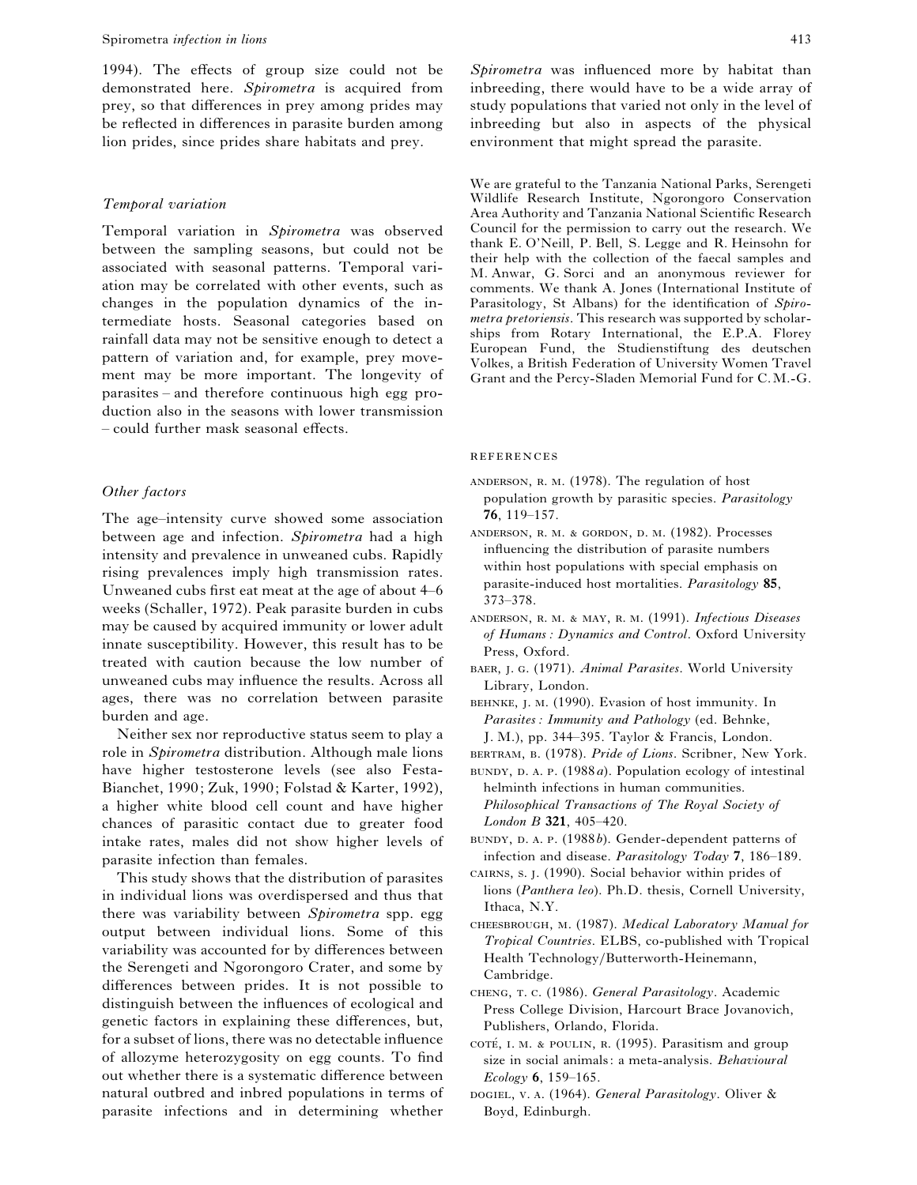1994). The effects of group size could not be demonstrated here. *Spirometra* is acquired from prey, so that differences in prey among prides may be reflected in differences in parasite burden among lion prides, since prides share habitats and prey.

### *Temporal variation*

Temporal variation in *Spirometra* was observed between the sampling seasons, but could not be associated with seasonal patterns. Temporal variation may be correlated with other events, such as changes in the population dynamics of the intermediate hosts. Seasonal categories based on rainfall data may not be sensitive enough to detect a pattern of variation and, for example, prey movement may be more important. The longevity of parasites – and therefore continuous high egg production also in the seasons with lower transmission – could further mask seasonal effects.

### *Other factors*

The age–intensity curve showed some association between age and infection. *Spirometra* had a high intensity and prevalence in unweaned cubs. Rapidly rising prevalences imply high transmission rates. Unweaned cubs first eat meat at the age of about 4–6 weeks (Schaller, 1972). Peak parasite burden in cubs may be caused by acquired immunity or lower adult innate susceptibility. However, this result has to be treated with caution because the low number of unweaned cubs may influence the results. Across all ages, there was no correlation between parasite burden and age.

Neither sex nor reproductive status seem to play a role in *Spirometra* distribution. Although male lions have higher testosterone levels (see also Festa-Bianchet, 1990; Zuk, 1990; Folstad & Karter, 1992), a higher white blood cell count and have higher chances of parasitic contact due to greater food intake rates, males did not show higher levels of parasite infection than females.

This study shows that the distribution of parasites in individual lions was overdispersed and thus that there was variability between *Spirometra* spp. egg output between individual lions. Some of this variability was accounted for by differences between the Serengeti and Ngorongoro Crater, and some by differences between prides. It is not possible to distinguish between the influences of ecological and genetic factors in explaining these differences, but, for a subset of lions, there was no detectable influence of allozyme heterozygosity on egg counts. To find out whether there is a systematic difference between natural outbred and inbred populations in terms of parasite infections and in determining whether *Spirometra* was influenced more by habitat than inbreeding, there would have to be a wide array of study populations that varied not only in the level of inbreeding but also in aspects of the physical environment that might spread the parasite.

We are grateful to the Tanzania National Parks, Serengeti Wildlife Research Institute, Ngorongoro Conservation Area Authority and Tanzania National Scientific Research Council for the permission to carry out the research. We thank E. O'Neill, P. Bell, S. Legge and R. Heinsohn for their help with the collection of the faecal samples and M. Anwar, G. Sorci and an anonymous reviewer for comments. We thank A. Jones (International Institute of Parasitology, St Albans) for the identification of *Spirometra pretoriensis*. This research was supported by scholarships from Rotary International, the E.P.A. Florey European Fund, the Studienstiftung des deutschen Volkes, a British Federation of University Women Travel Grant and the Percy-Sladen Memorial Fund for C.M.-G.

## REFERENCES

ANDERSON, R. M. (1978). The regulation of host population growth by parasitic species. *Parasitology* **76**, 119–157.

ANDERSON, R. M. & GORDON, D. M. (1982). Processes influencing the distribution of parasite numbers within host populations with special emphasis on parasite-induced host mortalities. *Parasitology* **85**, 373–378.

ANDERSON, R. M. & MAY, R. M. (1991). *Infectious Diseases of Humans: Dynamics and Control*. Oxford University Press, Oxford.

BAER, J. G. (1971). *Animal Parasites*. World University Library, London.

BEHNKE, J. M. (1990). Evasion of host immunity. In *Parasites: Immunity and Pathology* (ed. Behnke, J. M.), pp. 344–395. Taylor & Francis, London.

BERTRAM, B. (1978). *Pride of Lions*. Scribner, New York.

BUNDY, D. A. P. (1988*a*). Population ecology of intestinal helminth infections in human communities. *Philosophical Transactions of The Royal Society of London B* **321**, 405–420.

BUNDY, D. A. P. (1988*b*). Gender-dependent patterns of infection and disease. *Parasitology Today* **7**, 186–189.

CAIRNS, S. J. (1990). Social behavior within prides of lions (*Panthera leo*). Ph.D. thesis, Cornell University, Ithaca, N.Y.

CHEESBROUGH, M. (1987). *Medical Laboratory Manual for Tropical Countries*. ELBS, co-published with Tropical Health Technology/Butterworth-Heinemann, Cambridge.

CHENG, T. C. (1986). *General Parasitology*. Academic Press College Division, Harcourt Brace Jovanovich, Publishers, Orlando, Florida.

COTÉ, I. M. & POULIN, R. (1995). Parasitism and group size in social animals: a meta-analysis. *Behavioural Ecology* **6**, 159–165.

DOGIEL, V. A. (1964). *General Parasitology*. Oliver & Boyd, Edinburgh.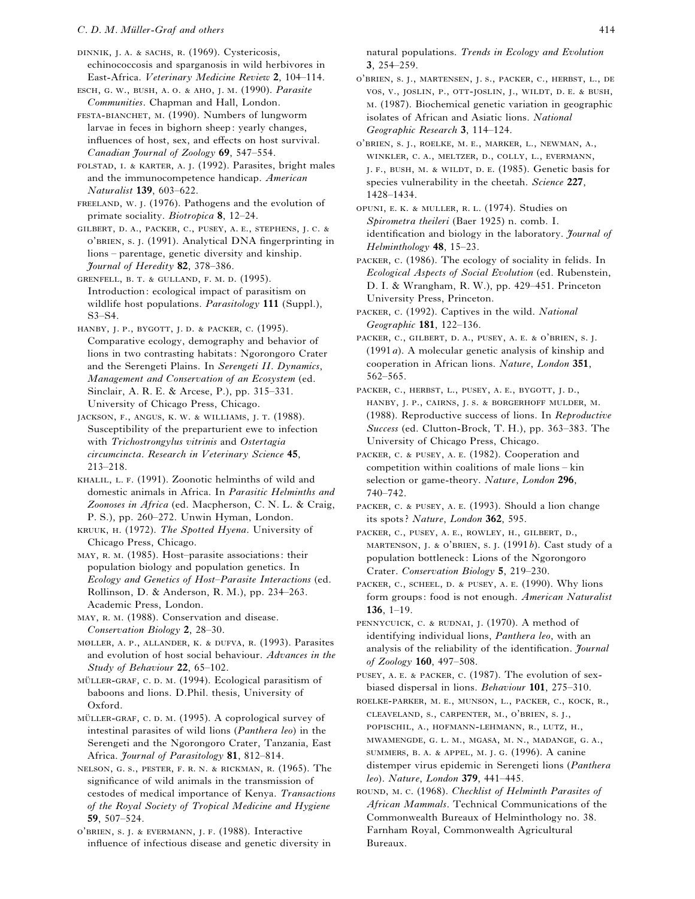DINNIK, J. A. & SACHS, R. (1969). Cystericosis, echinococcosis and sparganosis in wild herbivores in East-Africa. *Veterinary Medicine Review* **2**, 104–114.

ESCH, G. W., BUSH, A. O. & AHO, J. M. (1990). *Parasite Communities*. Chapman and Hall, London.

FESTA-BIANCHET, M. (1990). Numbers of lungworm larvae in feces in bighorn sheep: yearly changes, influences of host, sex, and effects on host survival. *Canadian Journal of Zoology* **69**, 547–554.

FOLSTAD, I. & KARTER, A. J. (1992). Parasites, bright males and the immunocompetence handicap. *American Naturalist* **139**, 603–622.

FREELAND, W. J. (1976). Pathogens and the evolution of primate sociality. *Biotropica* **8**, 12–24.

GILBERT, D. A., PACKER, C., PUSEY, A. E., STEPHENS, J. C. & O'BRIEN, S. J. (1991). Analytical DNA fingerprinting in lions – parentage, genetic diversity and kinship. *Journal of Heredity* **82**, 378–386.

GRENFELL, B. T. & GULLAND, F. M. D. (1995). Introduction: ecological impact of parasitism on wildlife host populations. *Parasitology* **111** (Suppl.), S3–S4.

HANBY, J. P., BYGOTT, J. D. & PACKER, C. (1995). Comparative ecology, demography and behavior of lions in two contrasting habitats: Ngorongoro Crater and the Serengeti Plains. In *Serengeti II. Dynamics, Management and Conservation of an Ecosystem* (ed. Sinclair, A. R. E. & Arcese, P.), pp. 315–331. University of Chicago Press, Chicago.

JACKSON, F., ANGUS, K. W. & WILLIAMS, J. T. (1988). Susceptibility of the preparturient ewe to infection with *Trichostrongylus vitrinis* and *Ostertagia circumcincta*. *Research in Veterinary Science* **45**, 213–218.

KHALIL, L. F. (1991). Zoonotic helminths of wild and domestic animals in Africa. In *Parasitic Helminths and Zoonoses in Africa* (ed. Macpherson, C. N. L. & Craig, P. S.), pp. 260–272. Unwin Hyman, London.

KRUUK, H. (1972). *The Spotted Hyena*. University of Chicago Press, Chicago.

MAY, R. M. (1985). Host–parasite associations: their population biology and population genetics. In *Ecology and Genetics of Host–Parasite Interactions* (ed. Rollinson, D. & Anderson, R. M.), pp. 234–263. Academic Press, London.

MAY, R. M. (1988). Conservation and disease. *Conservation Biology* **2**, 28–30.

MØLLER, A. P., ALLANDER, K. & DUFVA, R. (1993). Parasites and evolution of host social behaviour. *Advances in the Study of Behaviour* **22**, 65–102.

MÜLLER-GRAF, C. D. M. (1994). Ecological parasitism of baboons and lions. D.Phil. thesis, University of Oxford.

MÜLLER-GRAF, C. D. M. (1995). A coprological survey of intestinal parasites of wild lions (*Panthera leo*) in the Serengeti and the Ngorongoro Crater, Tanzania, East Africa. *Journal of Parasitology* **81**, 812–814.

NELSON, G. S., PESTER, F. R. N. & RICKMAN, R. (1965). The significance of wild animals in the transmission of cestodes of medical importance of Kenya. *Transactions of the Royal Society of Tropical Medicine and Hygiene* **59**, 507–524.

O'BRIEN, S. J. & EVERMANN, J. F. (1988). Interactive influence of infectious disease and genetic diversity in natural populations. *Trends in Ecology and Evolution* **3**, 254–259.

O'BRIEN, S. J., MARTENSEN, J. S., PACKER, C., HERBST, L., DE VOS, V., JOSLIN, P., OTT-JOSLIN, J., WILDT, D. E. & BUSH, M. (1987). Biochemical genetic variation in geographic isolates of African and Asiatic lions. *National Geographic Research* **3**, 114–124.

O'BRIEN, S. J., ROELKE, M. E., MARKER, L., NEWMAN, A., WINKLER, C. A., MELTZER, D., COLLY, L., EVERMANN, J. F., BUSH, M. & WILDT, D. E. (1985). Genetic basis for species vulnerability in the cheetah. *Science* **227**, 1428–1434.

OPUNI, E. K. & MULLER, R. L. (1974). Studies on *Spirometra theileri* (Baer 1925) n. comb. I. identification and biology in the laboratory. *Journal of Helminthology* **48**, 15–23.

PACKER, C. (1986). The ecology of sociality in felids. In *Ecological Aspects of Social Evolution* (ed. Rubenstein, D. I. & Wrangham, R. W.), pp. 429–451. Princeton University Press, Princeton.

PACKER, C. (1992). Captives in the wild. *National Geographic* **181**, 122–136.

PACKER, C., GILBERT, D. A., PUSEY, A. E. & O'BRIEN, S. J. (1991*a*). A molecular genetic analysis of kinship and cooperation in African lions. *Nature, London* **351**, 562–565.

PACKER, C., HERBST, L., PUSEY, A. E., BYGOTT, J. D., HANBY, J. P., CAIRNS, J. S. & BORGERHOFF MULDER, M. (1988). Reproductive success of lions. In *Reproductive Success* (ed. Clutton-Brock, T. H.), pp. 363–383. The University of Chicago Press, Chicago.

PACKER, C. & PUSEY, A. E. (1982). Cooperation and competition within coalitions of male lions – kin selection or game-theory. *Nature, London* **296**, 740–742.

PACKER, C. & PUSEY, A. E. (1993). Should a lion change its spots? *Nature, London* **362**, 595.

PACKER, C., PUSEY, A. E., ROWLEY, H., GILBERT, D., MARTENSON, J. & O'BRIEN, S. J. (1991*b*). Cast study of a population bottleneck: Lions of the Ngorongoro Crater. *Conservation Biology* **5**, 219–230.

PACKER, C., SCHEEL, D. & PUSEY, A. E. (1990). Why lions form groups: food is not enough. *American Naturalist* **136**, 1–19.

PENNYCUICK, C. & RUDNAI, J. (1970). A method of identifying individual lions, *Panthera leo*, with an analysis of the reliability of the identification. *Journal of Zoology* **160**, 497–508.

PUSEY, A. E. & PACKER, C. (1987). The evolution of sex-biased dispersal in lions. *Behaviour* **101**, 275–310.

ROELKE-PARKER, M. E., MUNSON, L., PACKER, C., KOCK, R., CLEAVELAND, S., CARPENTER, M., O'BRIEN, S. J., POPISCHIL, A., HOFMANN-LEHMANN, R., LUTZ, H., MWAMENGDE, G. L. M., MGASA, M. N., MADANGE, G. A., SUMMERS, B. A. & APPEL, M. J. G. (1996). A canine distemper virus epidemic in Serengeti lions (*Panthera leo*). *Nature, London* **379**, 441–445.

ROUND, M. C. (1968). *Checklist of Helminth Parasites of African Mammals*. Technical Communications of the Commonwealth Bureaux of Helminthology no. 38. Farnham Royal, Commonwealth Agricultural Bureaux.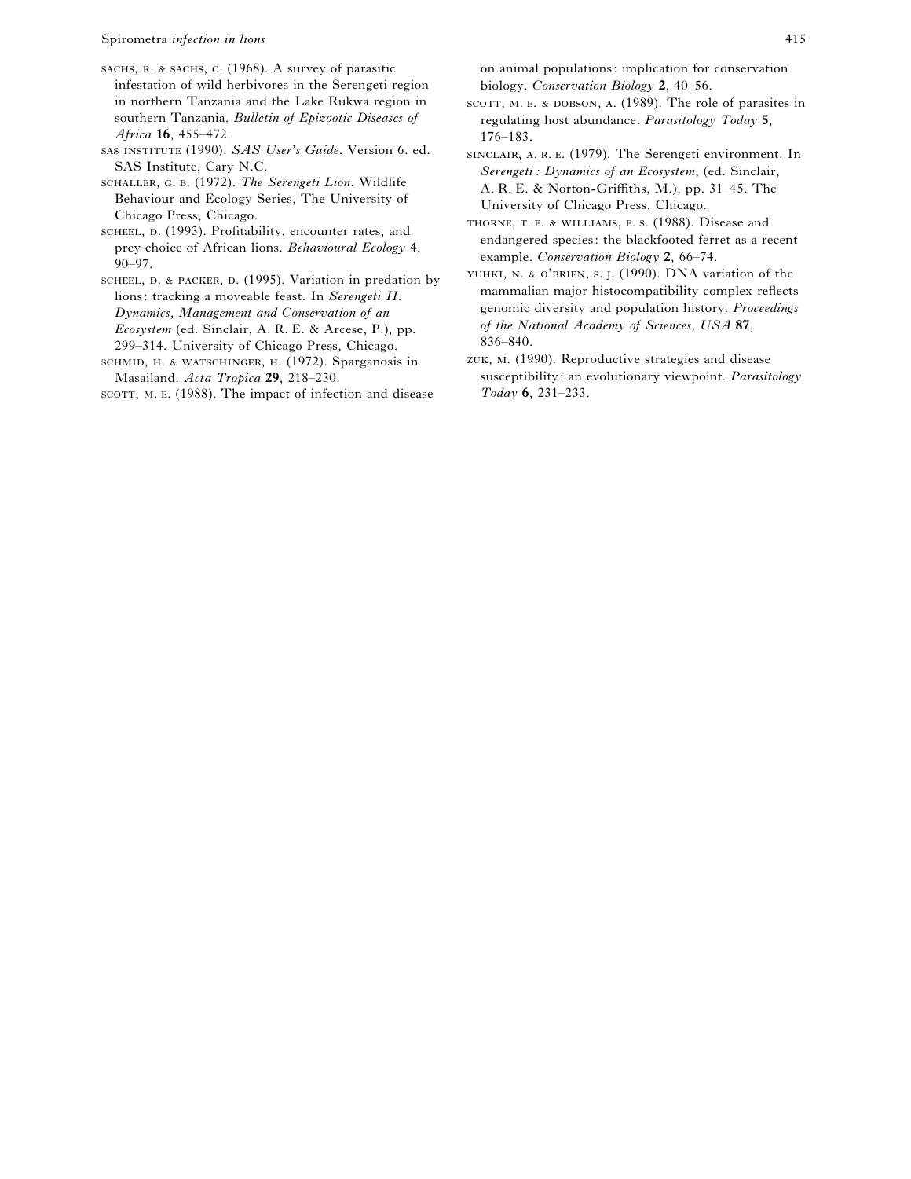SACHS, R. & SACHS, C. (1968). A survey of parasitic infestation of wild herbivores in the Serengeti region in northern Tanzania and the Lake Rukwa region in southern Tanzania. *Bulletin of Epizootic Diseases of Africa* **16**, 455–472.

SAS INSTITUTE (1990). *SAS User's Guide*. Version 6. ed. SAS Institute, Cary N.C.

SCHALLER, G. B. (1972). *The Serengeti Lion*. Wildlife Behaviour and Ecology Series, The University of Chicago Press, Chicago.

SCHEEL, D. (1993). Profitability, encounter rates, and prey choice of African lions. *Behavioural Ecology* **4**, 90–97.

SCHEEL, D. & PACKER, D. (1995). Variation in predation by lions: tracking a moveable feast. In *Serengeti II. Dynamics, Management and Conservation of an Ecosystem* (ed. Sinclair, A. R. E. & Arcese, P.), pp. 299–314. University of Chicago Press, Chicago.

SCHMID, H. & WATSCHINGER, H. (1972). Sparganosis in Masailand. *Acta Tropica* **29**, 218–230.

SCOTT, M. E. (1988). The impact of infection and disease on animal populations: implication for conservation biology. *Conservation Biology* **2**, 40–56.

SCOTT, M. E. & DOBSON, A. (1989). The role of parasites in regulating host abundance. *Parasitology Today* **5**, 176–183.

SINCLAIR, A. R. E. (1979). The Serengeti environment. In *Serengeti: Dynamics of an Ecosystem*, (ed. Sinclair, A. R. E. & Norton-Griffiths, M.), pp. 31–45. The University of Chicago Press, Chicago.

THORNE, T. E. & WILLIAMS, E. S. (1988). Disease and endangered species: the blackfooted ferret as a recent example. *Conservation Biology* **2**, 66–74.

YUHKI, N. & O'BRIEN, S. J. (1990). DNA variation of the mammalian major histocompatibility complex reflects genomic diversity and population history. *Proceedings of the National Academy of Sciences, USA* **87**, 836–840.

ZUK, M. (1990). Reproductive strategies and disease susceptibility: an evolutionary viewpoint. *Parasitology Today* **6**, 231–233.